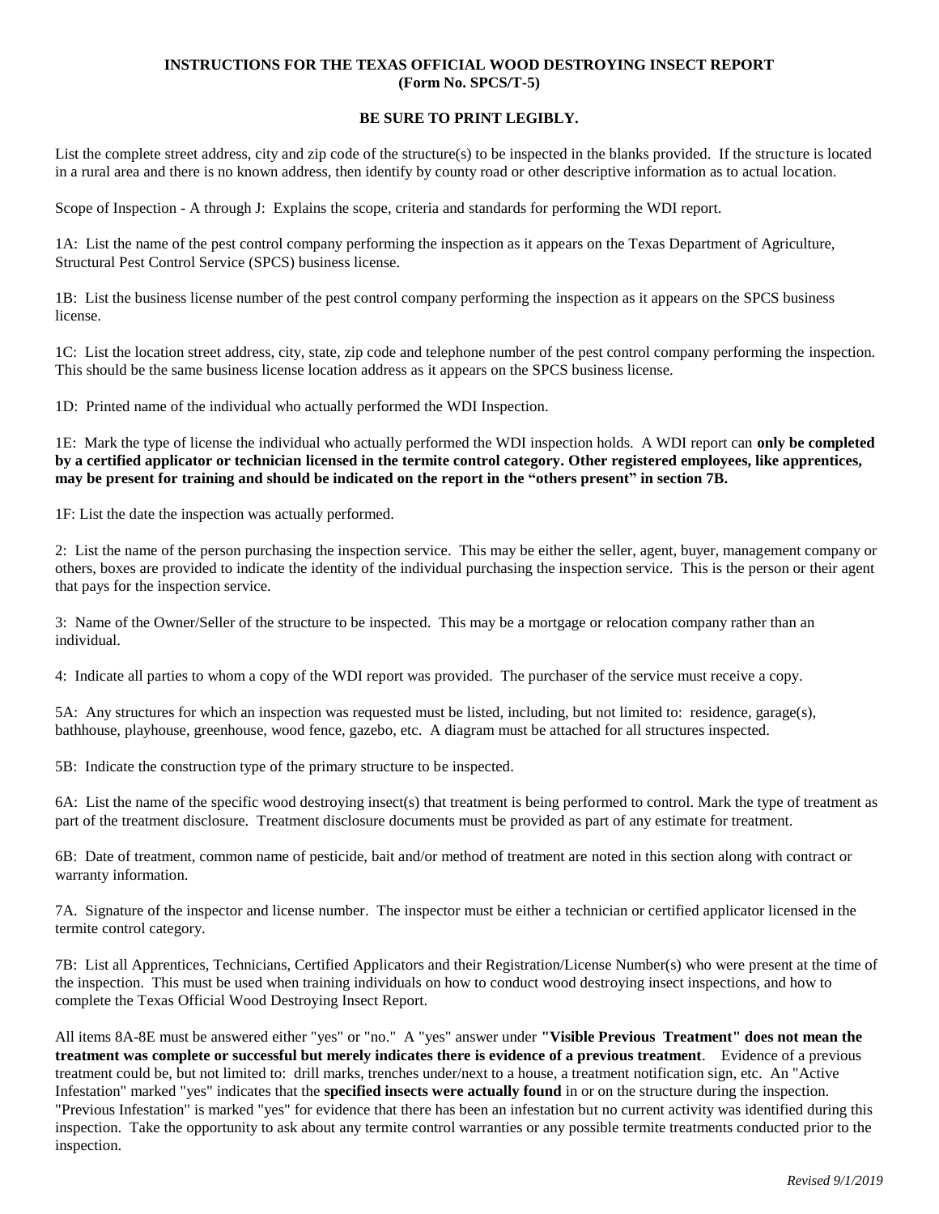# INSTRUCTIONS FOR THE TEXAS OFFICIAL WOOD DESTROYING INSECT REPORT
## (Form No. SPCS/T-5)

**BE SURE TO PRINT LEGIBLY.**

List the complete street address, city and zip code of the structure(s) to be inspected in the blanks provided. If the structure is located in a rural area and there is no known address, then identify by county road or other descriptive information as to actual location.

Scope of Inspection - A through J: Explains the scope, criteria and standards for performing the WDI report.

1A: List the name of the pest control company performing the inspection as it appears on the Texas Department of Agriculture, Structural Pest Control Service (SPCS) business license.

1B: List the business license number of the pest control company performing the inspection as it appears on the SPCS business license.

1C: List the location street address, city, state, zip code and telephone number of the pest control company performing the inspection. This should be the same business license location address as it appears on the SPCS business license.

1D: Printed name of the individual who actually performed the WDI Inspection.

1E: Mark the type of license the individual who actually performed the WDI inspection holds. A WDI report can **only be completed by a certified applicator or technician licensed in the termite control category. Other registered employees, like apprentices, may be present for training and should be indicated on the report in the "others present" in section 7B.**

1F: List the date the inspection was actually performed.

2: List the name of the person purchasing the inspection service. This may be either the seller, agent, buyer, management company or others, boxes are provided to indicate the identity of the individual purchasing the inspection service. This is the person or their agent that pays for the inspection service.

3: Name of the Owner/Seller of the structure to be inspected. This may be a mortgage or relocation company rather than an individual.

4: Indicate all parties to whom a copy of the WDI report was provided. The purchaser of the service must receive a copy.

5A: Any structures for which an inspection was requested must be listed, including, but not limited to: residence, garage(s), bathhouse, playhouse, greenhouse, wood fence, gazebo, etc. A diagram must be attached for all structures inspected.

5B: Indicate the construction type of the primary structure to be inspected.

6A: List the name of the specific wood destroying insect(s) that treatment is being performed to control. Mark the type of treatment as part of the treatment disclosure. Treatment disclosure documents must be provided as part of any estimate for treatment.

6B: Date of treatment, common name of pesticide, bait and/or method of treatment are noted in this section along with contract or warranty information.

7A. Signature of the inspector and license number. The inspector must be either a technician or certified applicator licensed in the termite control category.

7B: List all Apprentices, Technicians, Certified Applicators and their Registration/License Number(s) who were present at the time of the inspection. This must be used when training individuals on how to conduct wood destroying insect inspections, and how to complete the Texas Official Wood Destroying Insect Report.

All items 8A-8E must be answered either "yes" or "no." A "yes" answer under **"Visible Previous Treatment" does not mean the treatment was complete or successful but merely indicates there is evidence of a previous treatment**. Evidence of a previous treatment could be, but not limited to: drill marks, trenches under/next to a house, a treatment notification sign, etc. An "Active Infestation" marked "yes" indicates that the **specified insects were actually found** in or on the structure during the inspection. "Previous Infestation" is marked "yes" for evidence that there has been an infestation but no current activity was identified during this inspection. Take the opportunity to ask about any termite control warranties or any possible termite treatments conducted prior to the inspection.

*Revised 9/1/2019*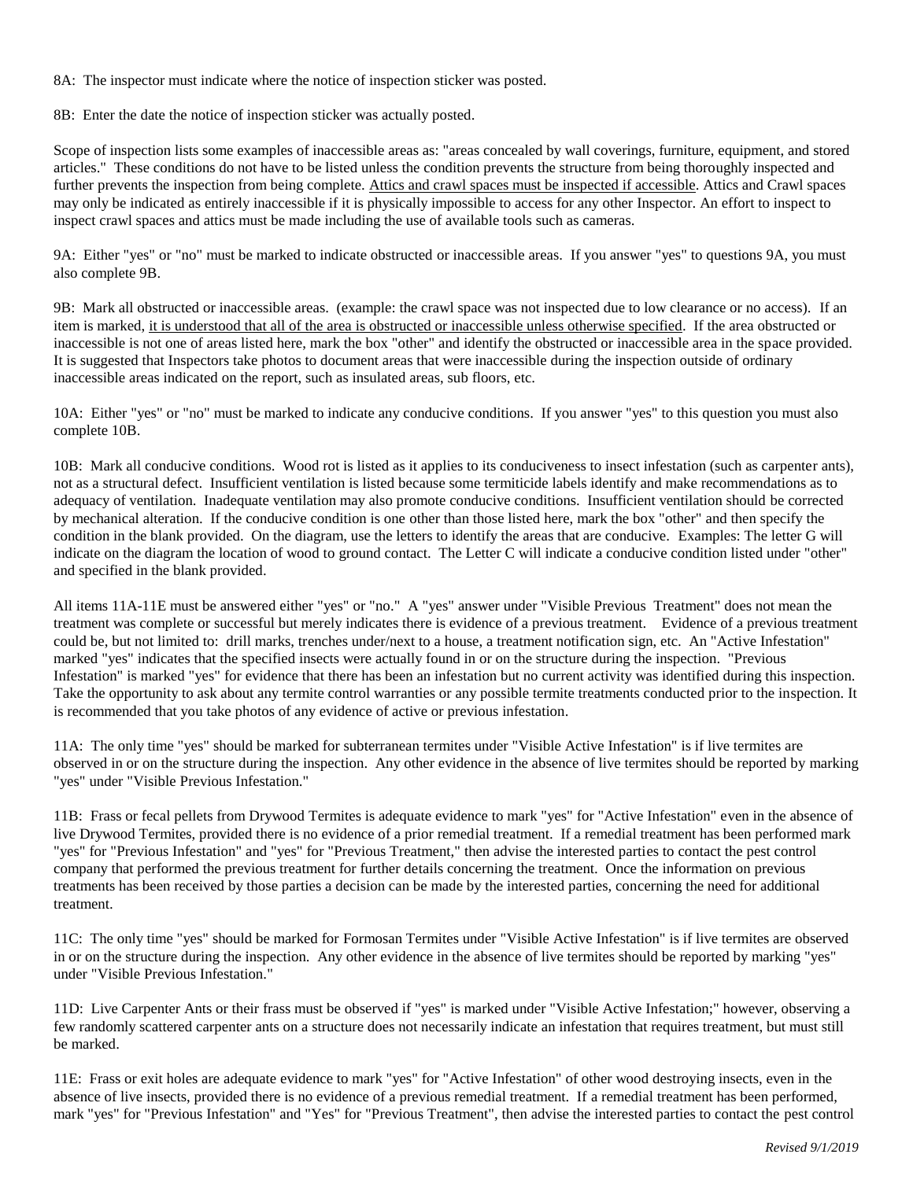8A: The inspector must indicate where the notice of inspection sticker was posted.

8B: Enter the date the notice of inspection sticker was actually posted.

Scope of inspection lists some examples of inaccessible areas as: "areas concealed by wall coverings, furniture, equipment, and stored articles." These conditions do not have to be listed unless the condition prevents the structure from being thoroughly inspected and further prevents the inspection from being complete. Attics and crawl spaces must be inspected if accessible. Attics and Crawl spaces may only be indicated as entirely inaccessible if it is physically impossible to access for any other Inspector. An effort to inspect to inspect crawl spaces and attics must be made including the use of available tools such as cameras.

9A: Either "yes" or "no" must be marked to indicate obstructed or inaccessible areas. If you answer "yes" to questions 9A, you must also complete 9B.

9B: Mark all obstructed or inaccessible areas. (example: the crawl space was not inspected due to low clearance or no access). If an item is marked, it is understood that all of the area is obstructed or inaccessible unless otherwise specified. If the area obstructed or inaccessible is not one of areas listed here, mark the box "other" and identify the obstructed or inaccessible area in the space provided. It is suggested that Inspectors take photos to document areas that were inaccessible during the inspection outside of ordinary inaccessible areas indicated on the report, such as insulated areas, sub floors, etc.

10A: Either "yes" or "no" must be marked to indicate any conducive conditions. If you answer "yes" to this question you must also complete 10B.

10B: Mark all conducive conditions. Wood rot is listed as it applies to its conduciveness to insect infestation (such as carpenter ants), not as a structural defect. Insufficient ventilation is listed because some termiticide labels identify and make recommendations as to adequacy of ventilation. Inadequate ventilation may also promote conducive conditions. Insufficient ventilation should be corrected by mechanical alteration. If the conducive condition is one other than those listed here, mark the box "other" and then specify the condition in the blank provided. On the diagram, use the letters to identify the areas that are conducive. Examples: The letter G will indicate on the diagram the location of wood to ground contact. The Letter C will indicate a conducive condition listed under "other" and specified in the blank provided.

All items 11A-11E must be answered either "yes" or "no." A "yes" answer under "Visible Previous Treatment" does not mean the treatment was complete or successful but merely indicates there is evidence of a previous treatment. Evidence of a previous treatment could be, but not limited to: drill marks, trenches under/next to a house, a treatment notification sign, etc. An "Active Infestation" marked "yes" indicates that the specified insects were actually found in or on the structure during the inspection. "Previous Infestation" is marked "yes" for evidence that there has been an infestation but no current activity was identified during this inspection. Take the opportunity to ask about any termite control warranties or any possible termite treatments conducted prior to the inspection. It is recommended that you take photos of any evidence of active or previous infestation.

11A: The only time "yes" should be marked for subterranean termites under "Visible Active Infestation" is if live termites are observed in or on the structure during the inspection. Any other evidence in the absence of live termites should be reported by marking "yes" under "Visible Previous Infestation."

11B: Frass or fecal pellets from Drywood Termites is adequate evidence to mark "yes" for "Active Infestation" even in the absence of live Drywood Termites, provided there is no evidence of a prior remedial treatment. If a remedial treatment has been performed mark "yes" for "Previous Infestation" and "yes" for "Previous Treatment," then advise the interested parties to contact the pest control company that performed the previous treatment for further details concerning the treatment. Once the information on previous treatments has been received by those parties a decision can be made by the interested parties, concerning the need for additional treatment.

11C: The only time "yes" should be marked for Formosan Termites under "Visible Active Infestation" is if live termites are observed in or on the structure during the inspection. Any other evidence in the absence of live termites should be reported by marking "yes" under "Visible Previous Infestation."

11D: Live Carpenter Ants or their frass must be observed if "yes" is marked under "Visible Active Infestation;" however, observing a few randomly scattered carpenter ants on a structure does not necessarily indicate an infestation that requires treatment, but must still be marked.

11E: Frass or exit holes are adequate evidence to mark "yes" for "Active Infestation" of other wood destroying insects, even in the absence of live insects, provided there is no evidence of a previous remedial treatment. If a remedial treatment has been performed, mark "yes" for "Previous Infestation" and "Yes" for "Previous Treatment", then advise the interested parties to contact the pest control

*Revised 9/1/2019*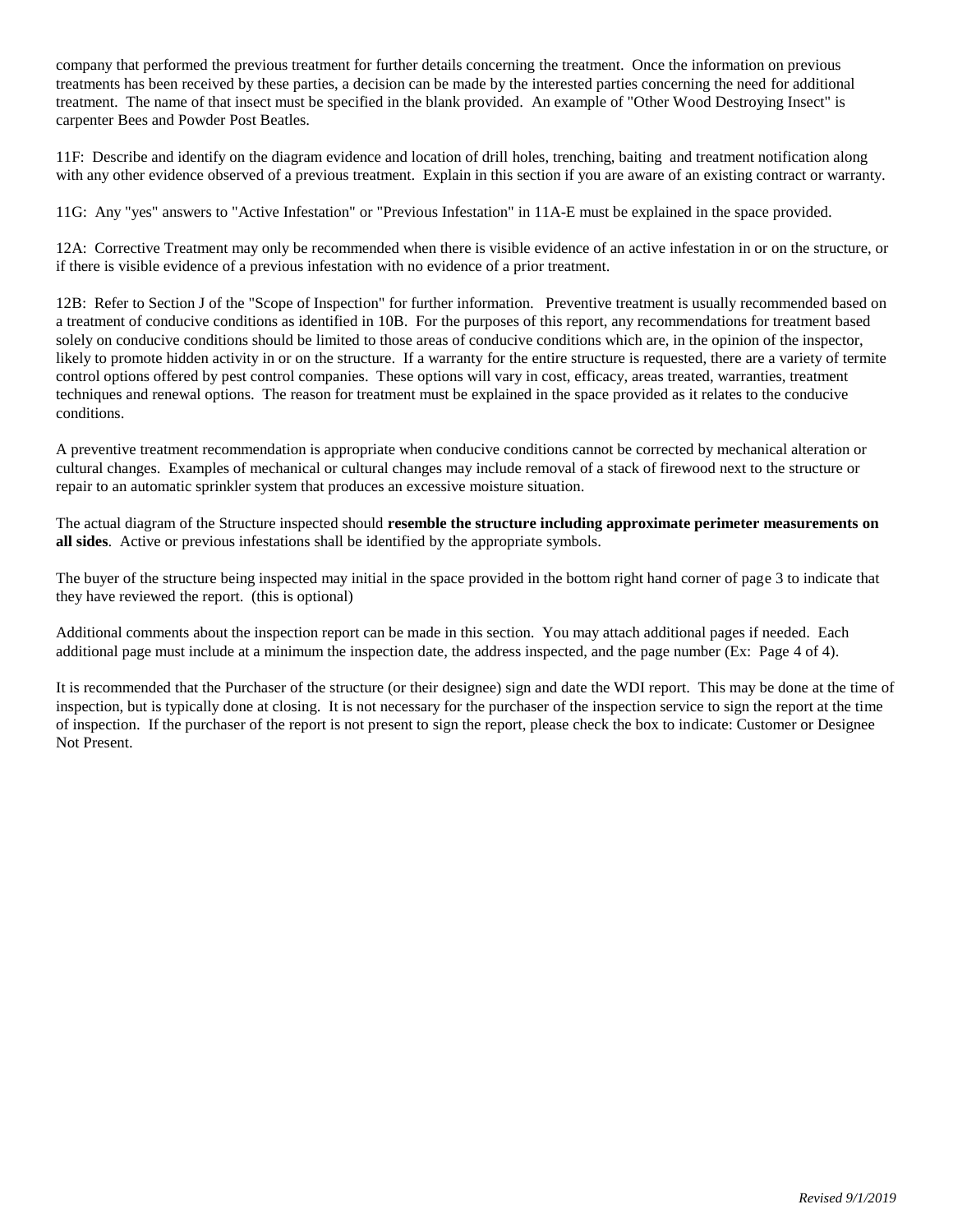company that performed the previous treatment for further details concerning the treatment. Once the information on previous treatments has been received by these parties, a decision can be made by the interested parties concerning the need for additional treatment. The name of that insect must be specified in the blank provided. An example of "Other Wood Destroying Insect" is carpenter Bees and Powder Post Beatles.

11F: Describe and identify on the diagram evidence and location of drill holes, trenching, baiting and treatment notification along with any other evidence observed of a previous treatment. Explain in this section if you are aware of an existing contract or warranty.

11G: Any "yes" answers to "Active Infestation" or "Previous Infestation" in 11A-E must be explained in the space provided.

12A: Corrective Treatment may only be recommended when there is visible evidence of an active infestation in or on the structure, or if there is visible evidence of a previous infestation with no evidence of a prior treatment.

12B: Refer to Section J of the "Scope of Inspection" for further information. Preventive treatment is usually recommended based on a treatment of conducive conditions as identified in 10B. For the purposes of this report, any recommendations for treatment based solely on conducive conditions should be limited to those areas of conducive conditions which are, in the opinion of the inspector, likely to promote hidden activity in or on the structure. If a warranty for the entire structure is requested, there are a variety of termite control options offered by pest control companies. These options will vary in cost, efficacy, areas treated, warranties, treatment techniques and renewal options. The reason for treatment must be explained in the space provided as it relates to the conducive conditions.

A preventive treatment recommendation is appropriate when conducive conditions cannot be corrected by mechanical alteration or cultural changes. Examples of mechanical or cultural changes may include removal of a stack of firewood next to the structure or repair to an automatic sprinkler system that produces an excessive moisture situation.

The actual diagram of the Structure inspected should **resemble the structure including approximate perimeter measurements on all sides**. Active or previous infestations shall be identified by the appropriate symbols.

The buyer of the structure being inspected may initial in the space provided in the bottom right hand corner of page 3 to indicate that they have reviewed the report. (this is optional)

Additional comments about the inspection report can be made in this section. You may attach additional pages if needed. Each additional page must include at a minimum the inspection date, the address inspected, and the page number (Ex: Page 4 of 4).

It is recommended that the Purchaser of the structure (or their designee) sign and date the WDI report. This may be done at the time of inspection, but is typically done at closing. It is not necessary for the purchaser of the inspection service to sign the report at the time of inspection. If the purchaser of the report is not present to sign the report, please check the box to indicate: Customer or Designee Not Present.

*Revised 9/1/2019*